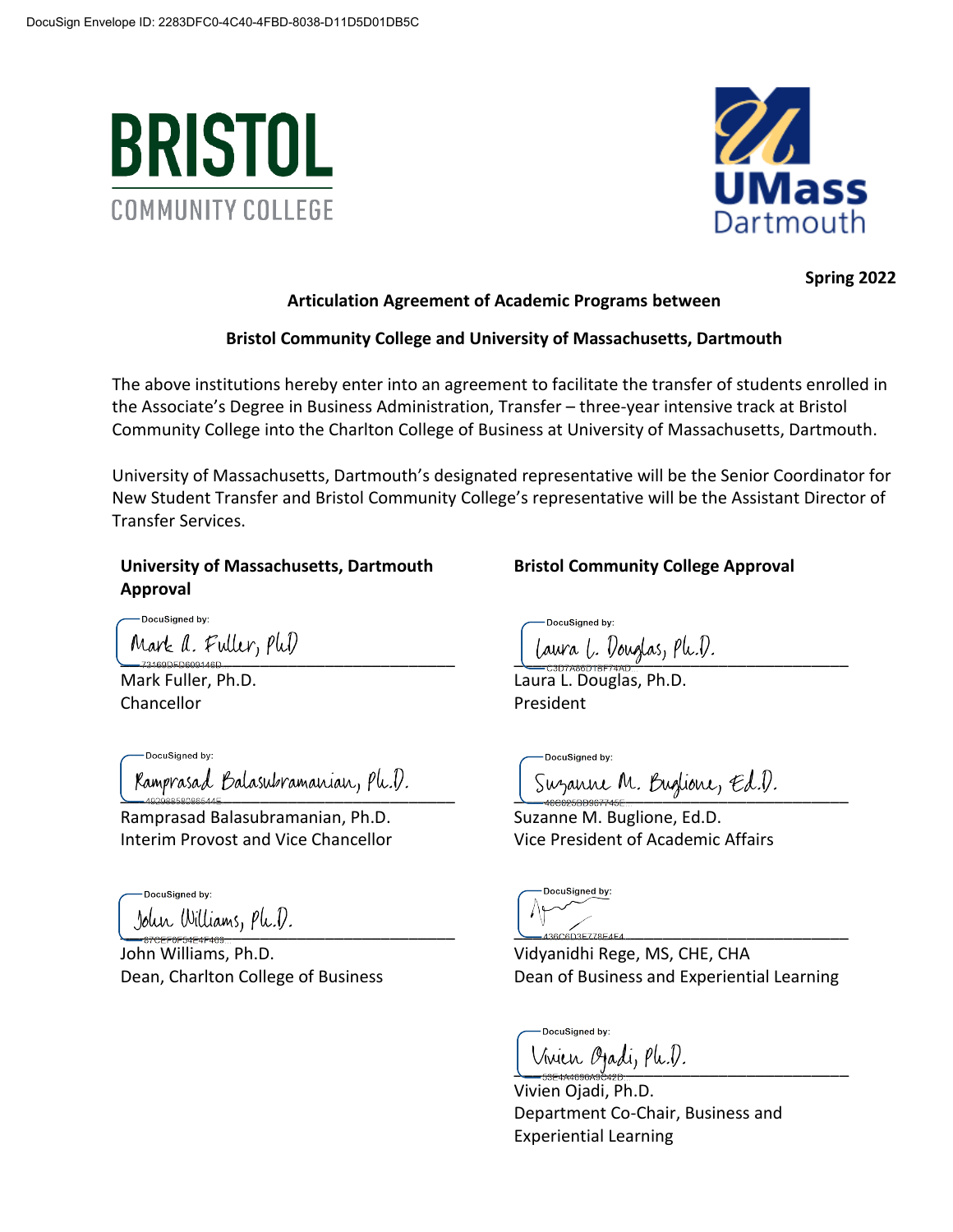DocuSign Envelope ID: 2283DFC0-4C40-4FBD-8038-D11D5D01DB5C

BRISTOL COMMUNITY COLLEGE

UMass Dartmouth

**Spring 2022**

**Articulation Agreement of Academic Programs between**

**Bristol Community College and University of Massachusetts, Dartmouth**

The above institutions hereby enter into an agreement to facilitate the transfer of students enrolled in the Associate's Degree in Business Administration, Transfer – three-year intensive track at Bristol Community College into the Charlton College of Business at University of Massachusetts, Dartmouth.

University of Massachusetts, Dartmouth's designated representative will be the Senior Coordinator for New Student Transfer and Bristol Community College's representative will be the Assistant Director of Transfer Services.

**University of Massachusetts, Dartmouth Approval**

DocuSigned by:
Mark A. Fuller, PhD
73169DED609146D...

Mark Fuller, Ph.D.
Chancellor

DocuSigned by:
Ramprasad Balasubramanian, Ph.D.
49298858988544E...

Ramprasad Balasubramanian, Ph.D.
Interim Provost and Vice Chancellor

DocuSigned by:
John Williams, Ph.D.
87CFF0F54F4F469...

John Williams, Ph.D.
Dean, Charlton College of Business

**Bristol Community College Approval**

DocuSigned by:
Laura L. Douglas, Ph.D.
C3D7A66D18F74AD...

Laura L. Douglas, Ph.D.
President

DocuSigned by:
Suzanne M. Buglione, Ed.D.
48C825BD967745E...

Suzanne M. Buglione, Ed.D.
Vice President of Academic Affairs

DocuSigned by:
436C6D3E778E4E4...

Vidyanidhi Rege, MS, CHE, CHA
Dean of Business and Experiential Learning

DocuSigned by:
Vivien Ojadi, Ph.D.
53E4A4690A9C42D...

Vivien Ojadi, Ph.D.
Department Co-Chair, Business and Experiential Learning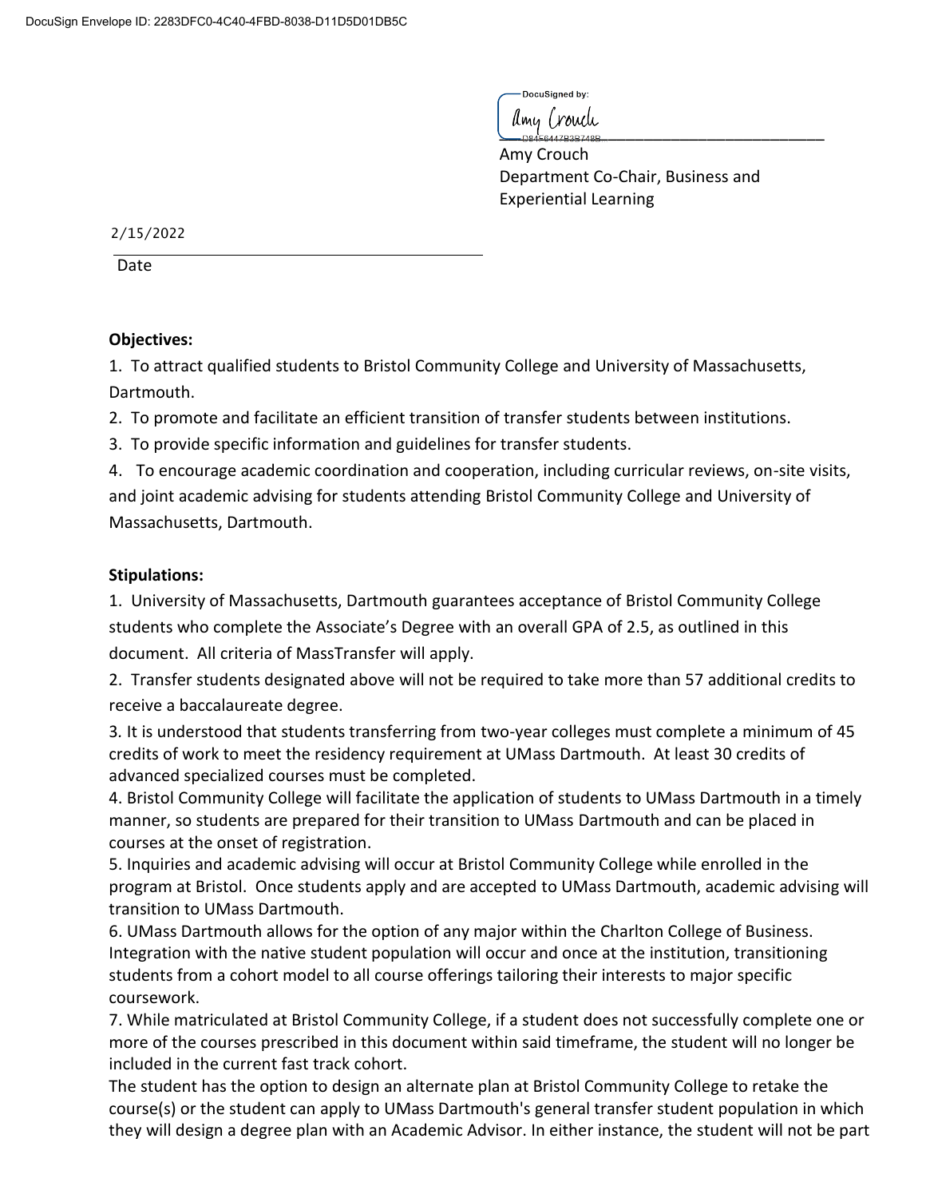DocuSign Envelope ID: 2283DFC0-4C40-4FBD-8038-D11D5D01DB5C

DocuSigned by:

Amy Crouch

Amy Crouch
Department Co-Chair, Business and Experiential Learning

2/15/2022

Date

**Objectives:**

1. To attract qualified students to Bristol Community College and University of Massachusetts, Dartmouth.
2. To promote and facilitate an efficient transition of transfer students between institutions.
3. To provide specific information and guidelines for transfer students.
4. To encourage academic coordination and cooperation, including curricular reviews, on-site visits, and joint academic advising for students attending Bristol Community College and University of Massachusetts, Dartmouth.

**Stipulations:**

1. University of Massachusetts, Dartmouth guarantees acceptance of Bristol Community College students who complete the Associate's Degree with an overall GPA of 2.5, as outlined in this document. All criteria of MassTransfer will apply.
2. Transfer students designated above will not be required to take more than 57 additional credits to receive a baccalaureate degree.
3. It is understood that students transferring from two-year colleges must complete a minimum of 45 credits of work to meet the residency requirement at UMass Dartmouth. At least 30 credits of advanced specialized courses must be completed.
4. Bristol Community College will facilitate the application of students to UMass Dartmouth in a timely manner, so students are prepared for their transition to UMass Dartmouth and can be placed in courses at the onset of registration.
5. Inquiries and academic advising will occur at Bristol Community College while enrolled in the program at Bristol. Once students apply and are accepted to UMass Dartmouth, academic advising will transition to UMass Dartmouth.
6. UMass Dartmouth allows for the option of any major within the Charlton College of Business. Integration with the native student population will occur and once at the institution, transitioning students from a cohort model to all course offerings tailoring their interests to major specific coursework.
7. While matriculated at Bristol Community College, if a student does not successfully complete one or more of the courses prescribed in this document within said timeframe, the student will no longer be included in the current fast track cohort.

The student has the option to design an alternate plan at Bristol Community College to retake the course(s) or the student can apply to UMass Dartmouth's general transfer student population in which they will design a degree plan with an Academic Advisor. In either instance, the student will not be part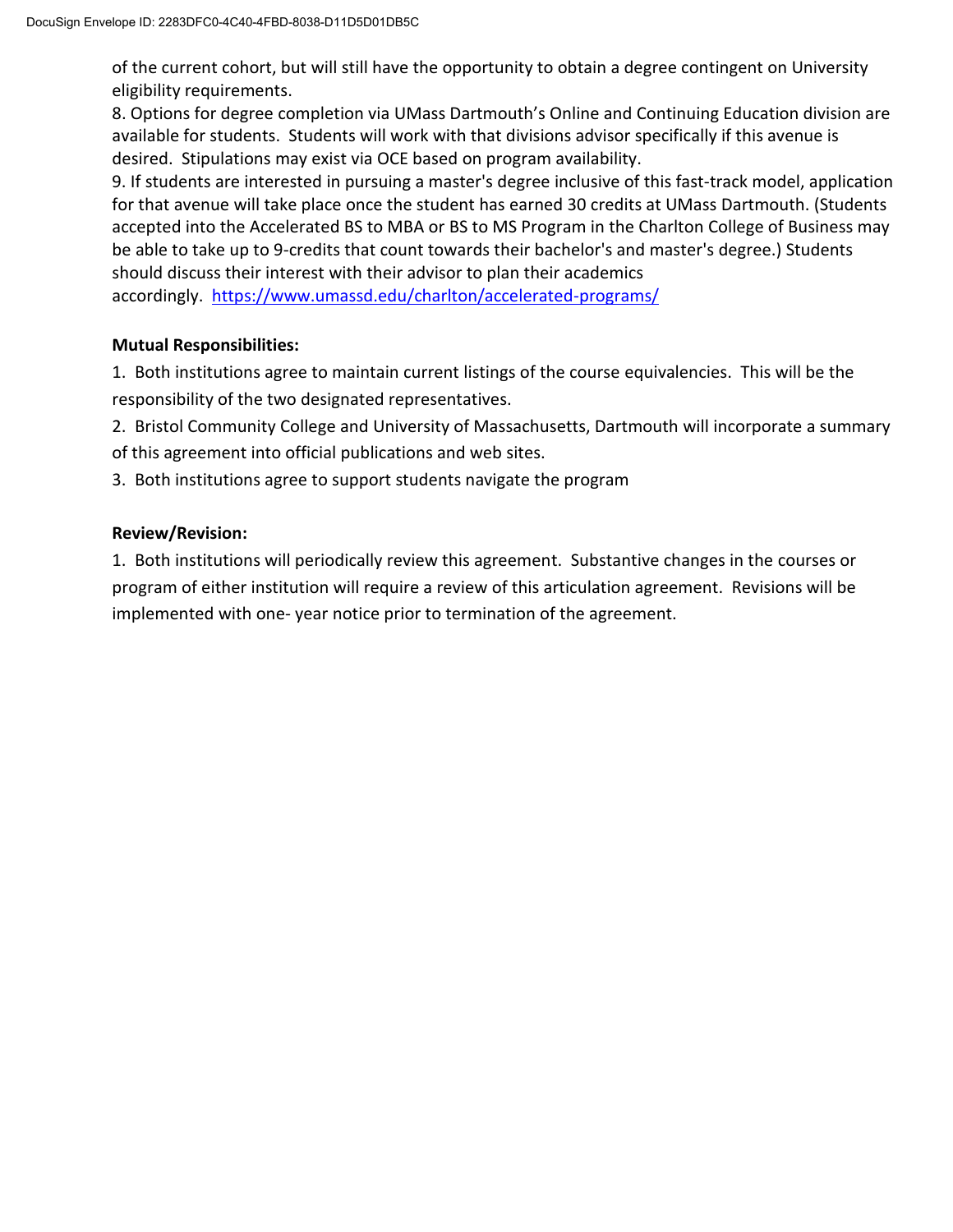of the current cohort, but will still have the opportunity to obtain a degree contingent on University eligibility requirements.

8. Options for degree completion via UMass Dartmouth's Online and Continuing Education division are available for students. Students will work with that divisions advisor specifically if this avenue is desired. Stipulations may exist via OCE based on program availability.

9. If students are interested in pursuing a master's degree inclusive of this fast-track model, application for that avenue will take place once the student has earned 30 credits at UMass Dartmouth. (Students accepted into the Accelerated BS to MBA or BS to MS Program in the Charlton College of Business may be able to take up to 9-credits that count towards their bachelor's and master's degree.) Students should discuss their interest with their advisor to plan their academics accordingly. https://www.umassd.edu/charlton/accelerated-programs/

**Mutual Responsibilities:**

1. Both institutions agree to maintain current listings of the course equivalencies. This will be the responsibility of the two designated representatives.
2. Bristol Community College and University of Massachusetts, Dartmouth will incorporate a summary of this agreement into official publications and web sites.
3. Both institutions agree to support students navigate the program

**Review/Revision:**

1. Both institutions will periodically review this agreement. Substantive changes in the courses or program of either institution will require a review of this articulation agreement. Revisions will be implemented with one- year notice prior to termination of the agreement.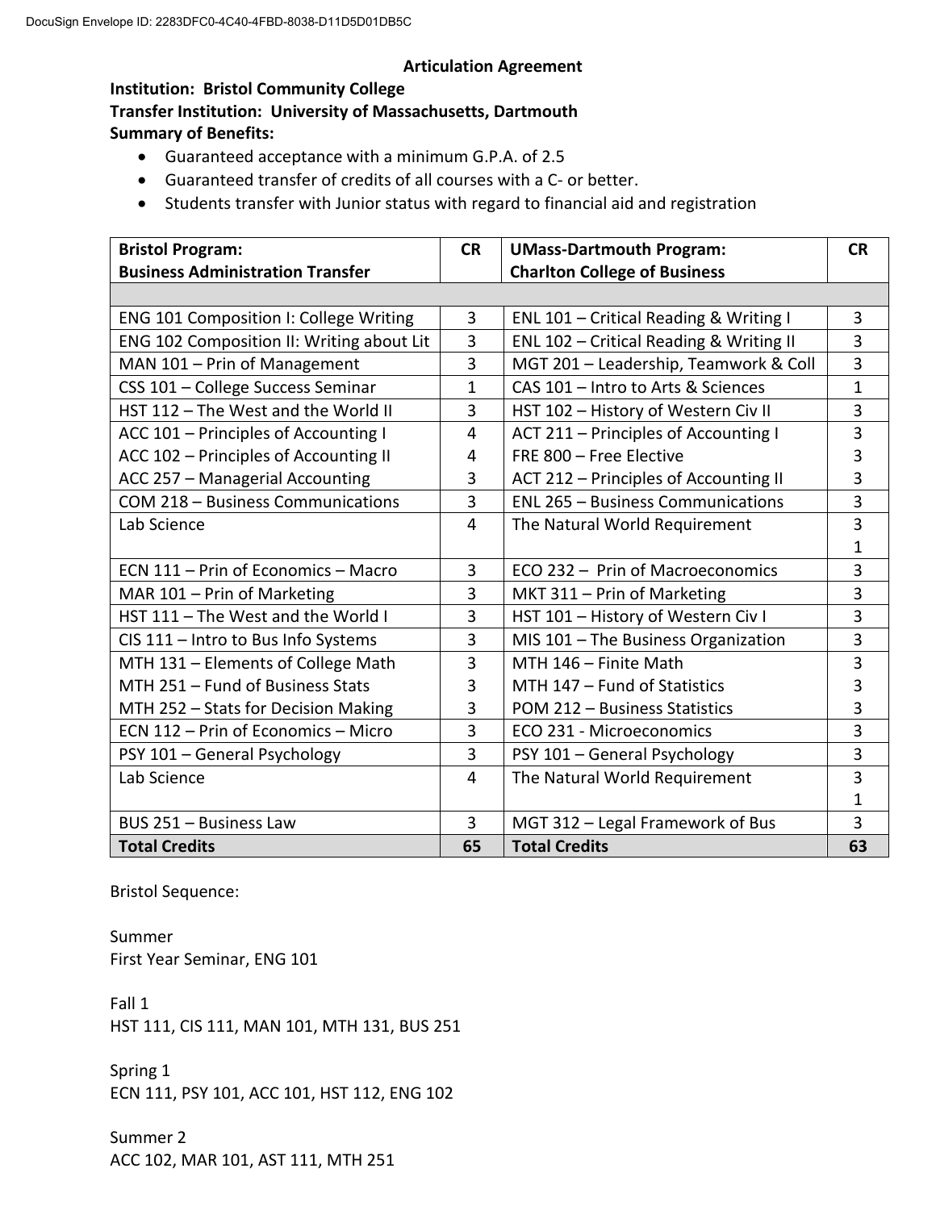**Articulation Agreement**

**Institution: Bristol Community College**
**Transfer Institution: University of Massachusetts, Dartmouth**
**Summary of Benefits:**

- Guaranteed acceptance with a minimum G.P.A. of 2.5
- Guaranteed transfer of credits of all courses with a C- or better.
- Students transfer with Junior status with regard to financial aid and registration

| **Bristol Program: Business Administration Transfer** | **CR** | **UMass-Dartmouth Program: Charlton College of Business** | **CR** |
|---|---|---|---|
| | | | |
| ENG 101 Composition I: College Writing | 3 | ENL 101 – Critical Reading & Writing I | 3 |
| ENG 102 Composition II: Writing about Lit | 3 | ENL 102 – Critical Reading & Writing II | 3 |
| MAN 101 – Prin of Management | 3 | MGT 201 – Leadership, Teamwork & Coll | 3 |
| CSS 101 – College Success Seminar | 1 | CAS 101 – Intro to Arts & Sciences | 1 |
| HST 112 – The West and the World II | 3 | HST 102 – History of Western Civ II | 3 |
| ACC 101 – Principles of Accounting I<br>ACC 102 – Principles of Accounting II<br>ACC 257 – Managerial Accounting | 4<br>4<br>3 | ACT 211 – Principles of Accounting I<br>FRE 800 – Free Elective<br>ACT 212 – Principles of Accounting II | 3<br>3<br>3 |
| COM 218 – Business Communications | 3 | ENL 265 – Business Communications | 3 |
| Lab Science | 4 | The Natural World Requirement | 3<br>1 |
| ECN 111 – Prin of Economics – Macro | 3 | ECO 232 – Prin of Macroeconomics | 3 |
| MAR 101 – Prin of Marketing | 3 | MKT 311 – Prin of Marketing | 3 |
| HST 111 – The West and the World I | 3 | HST 101 – History of Western Civ I | 3 |
| CIS 111 – Intro to Bus Info Systems | 3 | MIS 101 – The Business Organization | 3 |
| MTH 131 – Elements of College Math<br>MTH 251 – Fund of Business Stats<br>MTH 252 – Stats for Decision Making | 3<br>3<br>3 | MTH 146 – Finite Math<br>MTH 147 – Fund of Statistics<br>POM 212 – Business Statistics | 3<br>3<br>3 |
| ECN 112 – Prin of Economics – Micro | 3 | ECO 231 - Microeconomics | 3 |
| PSY 101 – General Psychology | 3 | PSY 101 – General Psychology | 3 |
| Lab Science | 4 | The Natural World Requirement | 3<br>1 |
| BUS 251 – Business Law | 3 | MGT 312 – Legal Framework of Bus | 3 |
| **Total Credits** | **65** | **Total Credits** | **63** |

Bristol Sequence:

Summer
First Year Seminar, ENG 101

Fall 1
HST 111, CIS 111, MAN 101, MTH 131, BUS 251

Spring 1
ECN 111, PSY 101, ACC 101, HST 112, ENG 102

Summer 2
ACC 102, MAR 101, AST 111, MTH 251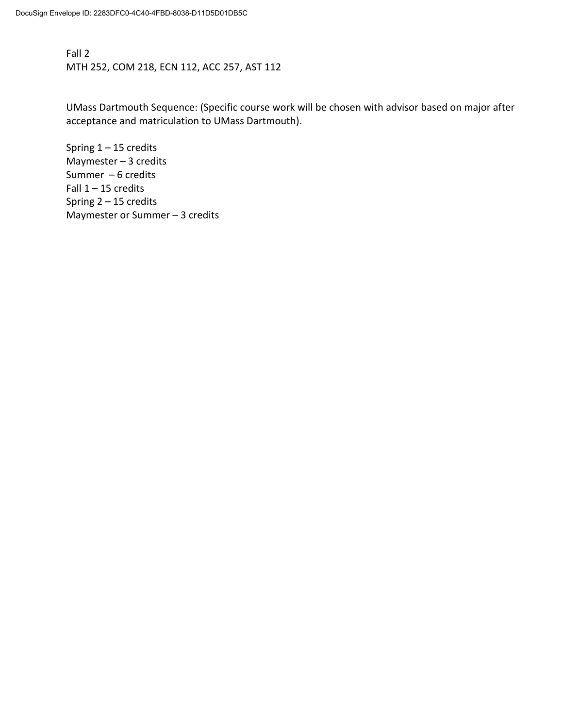Fall 2
MTH 252, COM 218, ECN 112, ACC 257, AST 112

UMass Dartmouth Sequence: (Specific course work will be chosen with advisor based on major after acceptance and matriculation to UMass Dartmouth).

Spring 1 – 15 credits
Maymester – 3 credits
Summer – 6 credits
Fall 1 – 15 credits
Spring 2 – 15 credits
Maymester or Summer – 3 credits